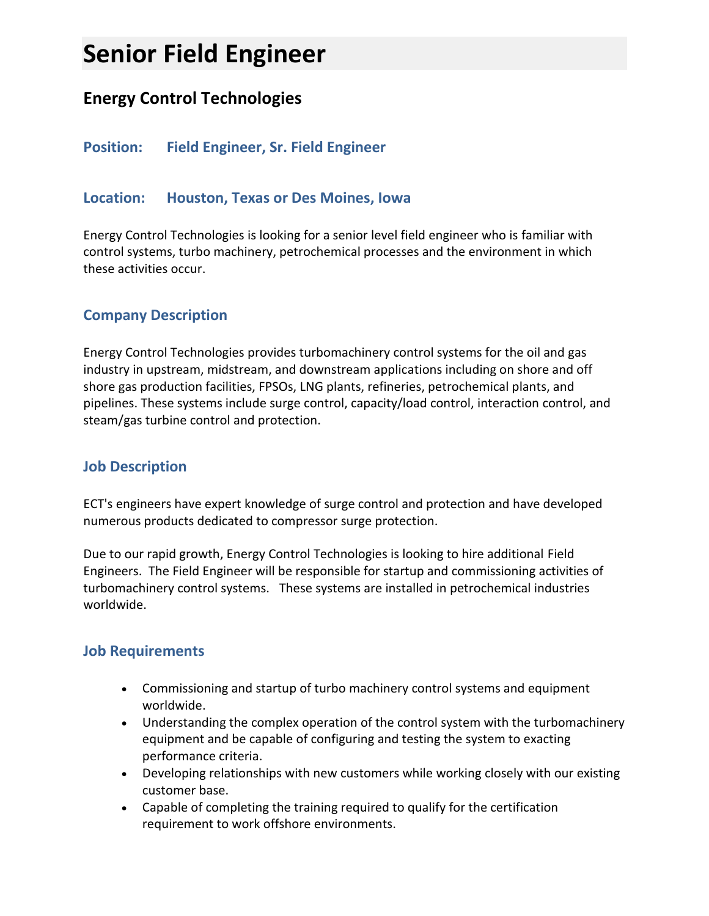# Senior Field Engineer

## Energy Control Technologies

### Position: Field Engineer, Sr. Field Engineer

### Location: Houston, Texas or Des Moines, Iowa

Energy Control Technologies is looking for a senior level field engineer who is familiar with control systems, turbo machinery, petrochemical processes and the environment in which these activities occur.

### Company Description

Energy Control Technologies provides turbomachinery control systems for the oil and gas industry in upstream, midstream, and downstream applications including on shore and off shore gas production facilities, FPSOs, LNG plants, refineries, petrochemical plants, and pipelines. These systems include surge control, capacity/load control, interaction control, and steam/gas turbine control and protection.

### Job Description

ECT's engineers have expert knowledge of surge control and protection and have developed numerous products dedicated to compressor surge protection.

Due to our rapid growth, Energy Control Technologies is looking to hire additional Field Engineers. The Field Engineer will be responsible for startup and commissioning activities of turbomachinery control systems. These systems are installed in petrochemical industries worldwide.

### Job Requirements

- Commissioning and startup of turbo machinery control systems and equipment worldwide.
- Understanding the complex operation of the control system with the turbomachinery equipment and be capable of configuring and testing the system to exacting performance criteria.
- Developing relationships with new customers while working closely with our existing customer base.
- Capable of completing the training required to qualify for the certification requirement to work offshore environments.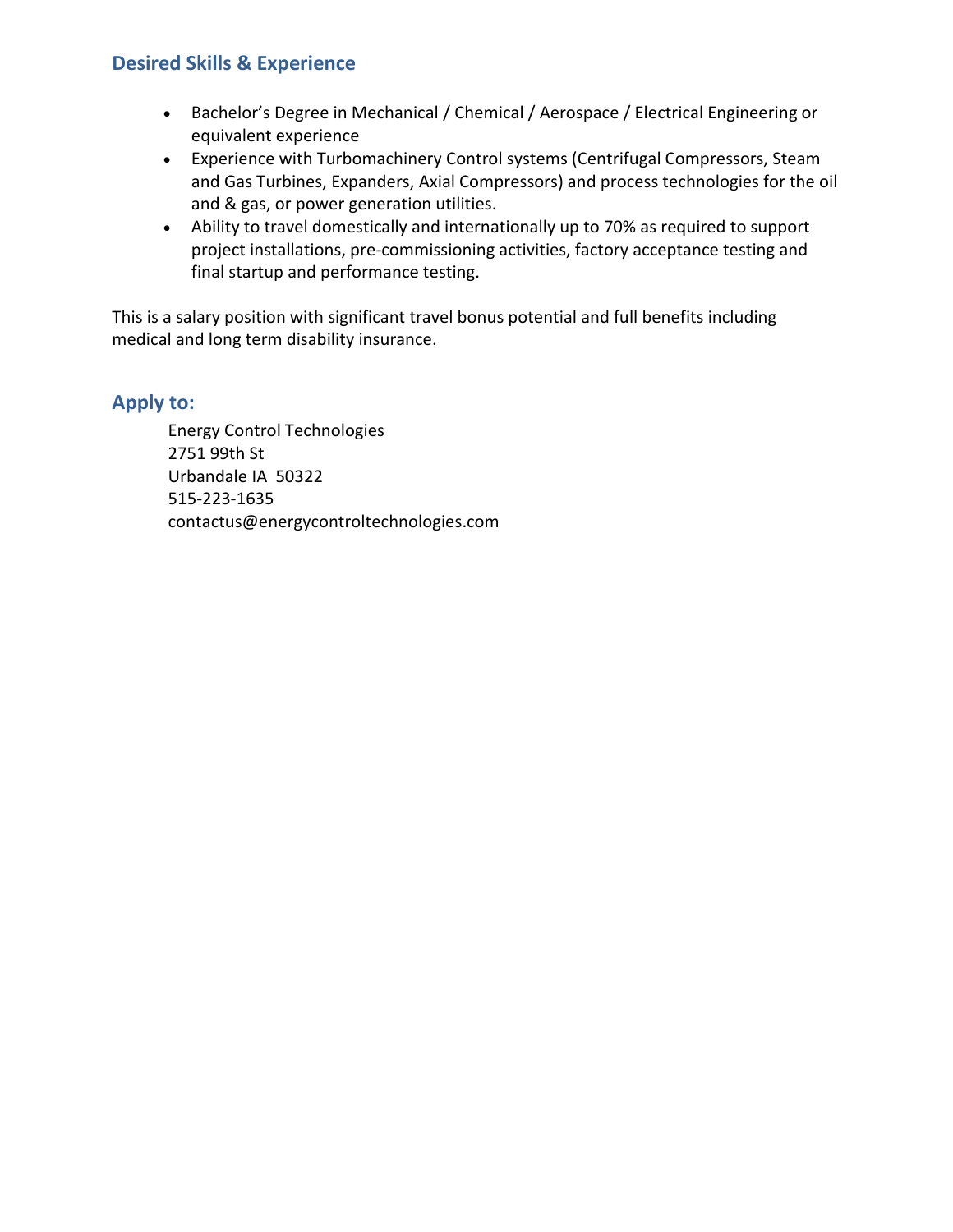## Desired Skills & Experience

- Bachelor's Degree in Mechanical / Chemical / Aerospace / Electrical Engineering or equivalent experience
- Experience with Turbomachinery Control systems (Centrifugal Compressors, Steam and Gas Turbines, Expanders, Axial Compressors) and process technologies for the oil and & gas, or power generation utilities.
- Ability to travel domestically and internationally up to 70% as required to support project installations, pre-commissioning activities, factory acceptance testing and final startup and performance testing.

This is a salary position with significant travel bonus potential and full benefits including medical and long term disability insurance.

## Apply to:

Energy Control Technologies
2751 99th St
Urbandale IA 50322
515-223-1635
contactus@energycontroltechnologies.com